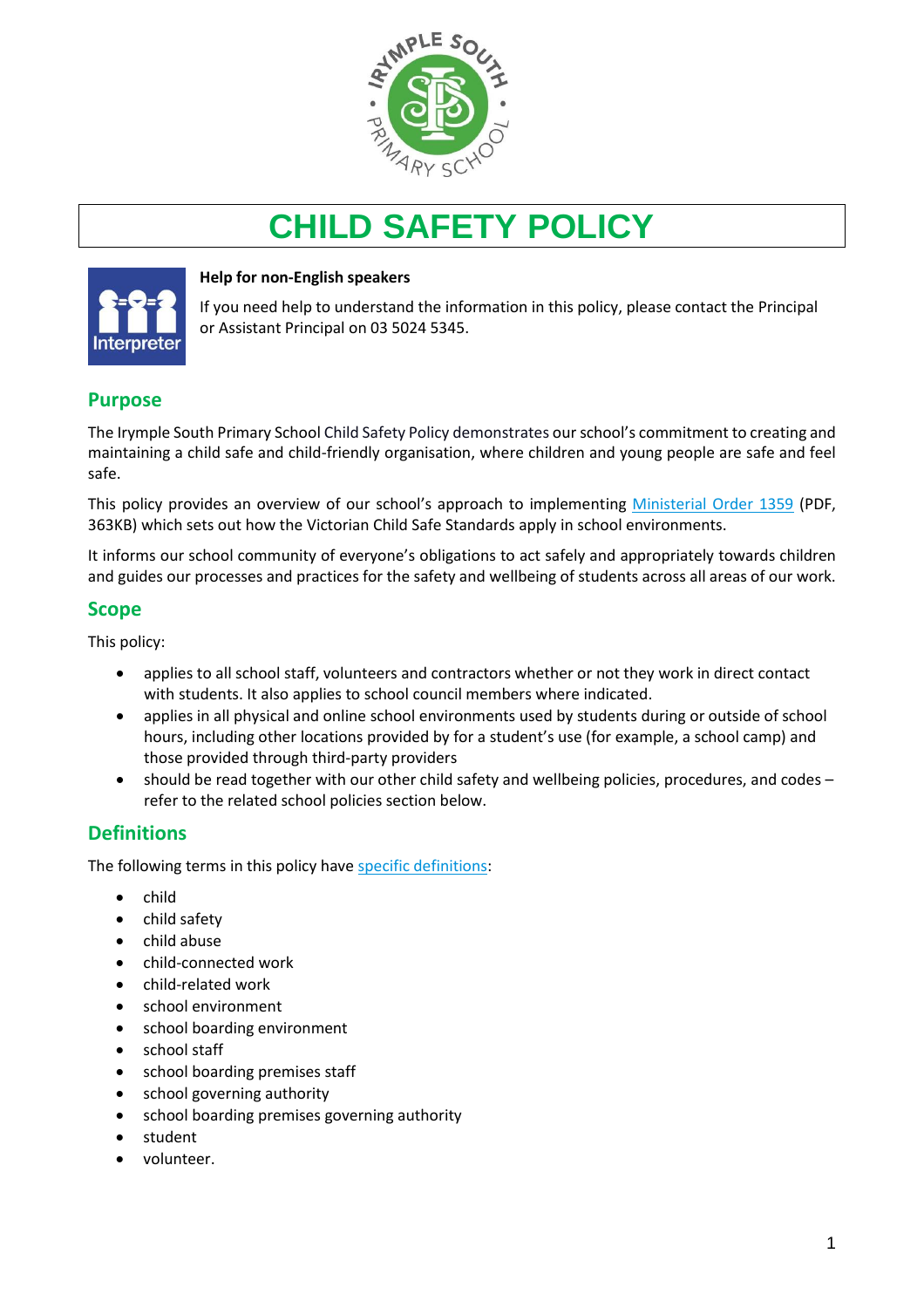# CHILD SAFETY POLICY

**Help for non-English speakers**

If you need help to understand the information in this policy, please contact the Principal or Assistant Principal on 03 5024 5345.

## Purpose

The Irymple South Primary School Child Safety Policy demonstrates our school's commitment to creating and maintaining a child safe and child-friendly organisation, where children and young people are safe and feel safe.

This policy provides an overview of our school's approach to implementing Ministerial Order 1359 (PDF, 363KB) which sets out how the Victorian Child Safe Standards apply in school environments.

It informs our school community of everyone's obligations to act safely and appropriately towards children and guides our processes and practices for the safety and wellbeing of students across all areas of our work.

## Scope

This policy:

- applies to all school staff, volunteers and contractors whether or not they work in direct contact with students. It also applies to school council members where indicated.
- applies in all physical and online school environments used by students during or outside of school hours, including other locations provided by for a student's use (for example, a school camp) and those provided through third-party providers
- should be read together with our other child safety and wellbeing policies, procedures, and codes – refer to the related school policies section below.

## Definitions

The following terms in this policy have specific definitions:

- child
- child safety
- child abuse
- child-connected work
- child-related work
- school environment
- school boarding environment
- school staff
- school boarding premises staff
- school governing authority
- school boarding premises governing authority
- student
- volunteer.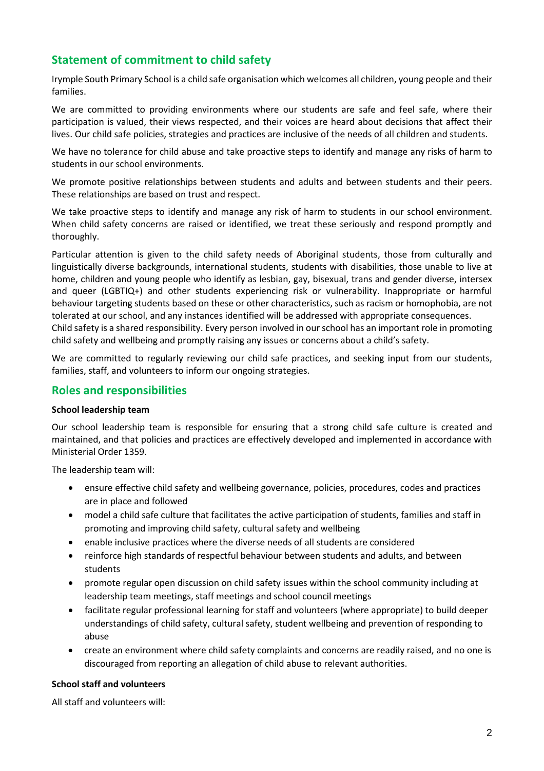## Statement of commitment to child safety

Irymple South Primary School is a child safe organisation which welcomes all children, young people and their families.

We are committed to providing environments where our students are safe and feel safe, where their participation is valued, their views respected, and their voices are heard about decisions that affect their lives. Our child safe policies, strategies and practices are inclusive of the needs of all children and students.

We have no tolerance for child abuse and take proactive steps to identify and manage any risks of harm to students in our school environments.

We promote positive relationships between students and adults and between students and their peers. These relationships are based on trust and respect.

We take proactive steps to identify and manage any risk of harm to students in our school environment. When child safety concerns are raised or identified, we treat these seriously and respond promptly and thoroughly.

Particular attention is given to the child safety needs of Aboriginal students, those from culturally and linguistically diverse backgrounds, international students, students with disabilities, those unable to live at home, children and young people who identify as lesbian, gay, bisexual, trans and gender diverse, intersex and queer (LGBTIQ+) and other students experiencing risk or vulnerability. Inappropriate or harmful behaviour targeting students based on these or other characteristics, such as racism or homophobia, are not tolerated at our school, and any instances identified will be addressed with appropriate consequences.
Child safety is a shared responsibility. Every person involved in our school has an important role in promoting child safety and wellbeing and promptly raising any issues or concerns about a child's safety.

We are committed to regularly reviewing our child safe practices, and seeking input from our students, families, staff, and volunteers to inform our ongoing strategies.

## Roles and responsibilities

**School leadership team**

Our school leadership team is responsible for ensuring that a strong child safe culture is created and maintained, and that policies and practices are effectively developed and implemented in accordance with Ministerial Order 1359.

The leadership team will:

- ensure effective child safety and wellbeing governance, policies, procedures, codes and practices are in place and followed
- model a child safe culture that facilitates the active participation of students, families and staff in promoting and improving child safety, cultural safety and wellbeing
- enable inclusive practices where the diverse needs of all students are considered
- reinforce high standards of respectful behaviour between students and adults, and between students
- promote regular open discussion on child safety issues within the school community including at leadership team meetings, staff meetings and school council meetings
- facilitate regular professional learning for staff and volunteers (where appropriate) to build deeper understandings of child safety, cultural safety, student wellbeing and prevention of responding to abuse
- create an environment where child safety complaints and concerns are readily raised, and no one is discouraged from reporting an allegation of child abuse to relevant authorities.

**School staff and volunteers**

All staff and volunteers will: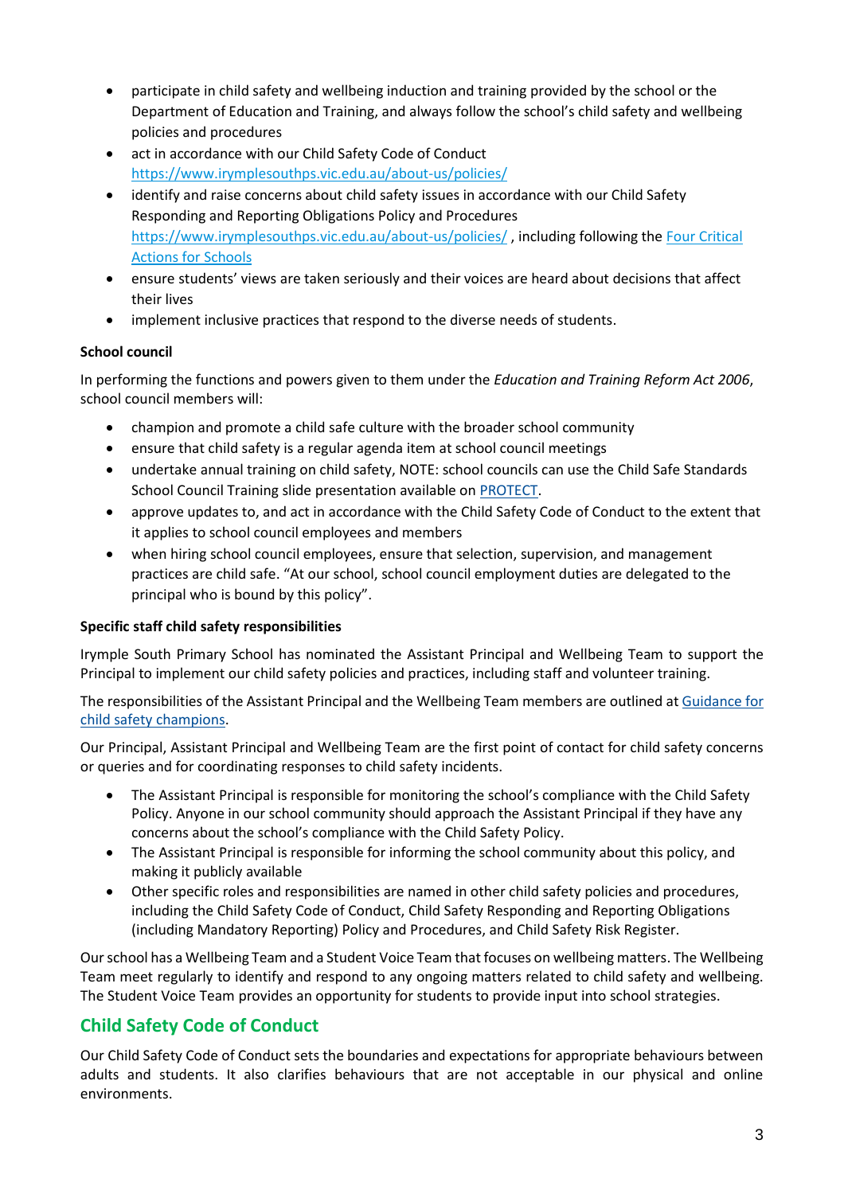- participate in child safety and wellbeing induction and training provided by the school or the Department of Education and Training, and always follow the school's child safety and wellbeing policies and procedures
- act in accordance with our Child Safety Code of Conduct https://www.irymplesouthps.vic.edu.au/about-us/policies/
- identify and raise concerns about child safety issues in accordance with our Child Safety Responding and Reporting Obligations Policy and Procedures https://www.irymplesouthps.vic.edu.au/about-us/policies/ , including following the Four Critical Actions for Schools
- ensure students' views are taken seriously and their voices are heard about decisions that affect their lives
- implement inclusive practices that respond to the diverse needs of students.

**School council**

In performing the functions and powers given to them under the *Education and Training Reform Act 2006*, school council members will:

- champion and promote a child safe culture with the broader school community
- ensure that child safety is a regular agenda item at school council meetings
- undertake annual training on child safety, NOTE: school councils can use the Child Safe Standards School Council Training slide presentation available on PROTECT.
- approve updates to, and act in accordance with the Child Safety Code of Conduct to the extent that it applies to school council employees and members
- when hiring school council employees, ensure that selection, supervision, and management practices are child safe. "At our school, school council employment duties are delegated to the principal who is bound by this policy".

**Specific staff child safety responsibilities**

Irymple South Primary School has nominated the Assistant Principal and Wellbeing Team to support the Principal to implement our child safety policies and practices, including staff and volunteer training.

The responsibilities of the Assistant Principal and the Wellbeing Team members are outlined at Guidance for child safety champions.

Our Principal, Assistant Principal and Wellbeing Team are the first point of contact for child safety concerns or queries and for coordinating responses to child safety incidents.

- The Assistant Principal is responsible for monitoring the school's compliance with the Child Safety Policy. Anyone in our school community should approach the Assistant Principal if they have any concerns about the school's compliance with the Child Safety Policy.
- The Assistant Principal is responsible for informing the school community about this policy, and making it publicly available
- Other specific roles and responsibilities are named in other child safety policies and procedures, including the Child Safety Code of Conduct, Child Safety Responding and Reporting Obligations (including Mandatory Reporting) Policy and Procedures, and Child Safety Risk Register.

Our school has a Wellbeing Team and a Student Voice Team that focuses on wellbeing matters. The Wellbeing Team meet regularly to identify and respond to any ongoing matters related to child safety and wellbeing. The Student Voice Team provides an opportunity for students to provide input into school strategies.

## Child Safety Code of Conduct

Our Child Safety Code of Conduct sets the boundaries and expectations for appropriate behaviours between adults and students. It also clarifies behaviours that are not acceptable in our physical and online environments.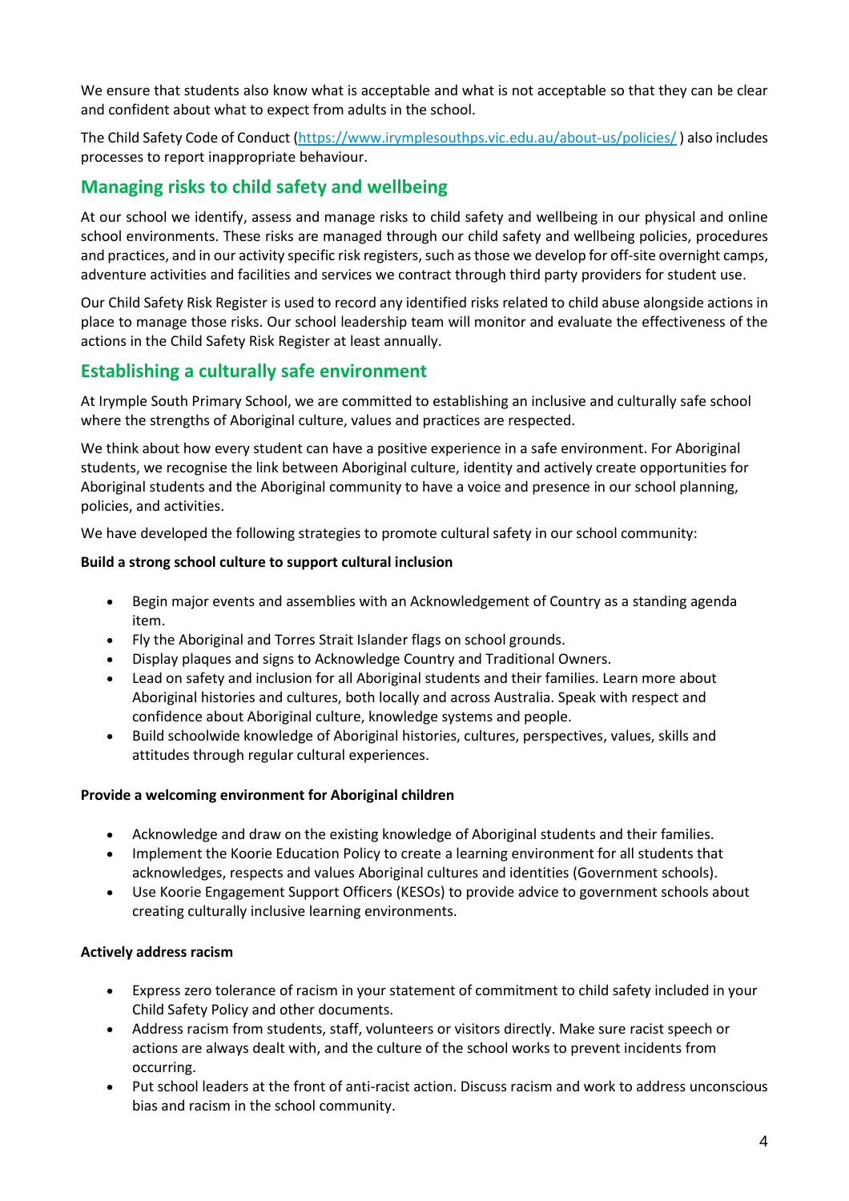We ensure that students also know what is acceptable and what is not acceptable so that they can be clear and confident about what to expect from adults in the school.

The Child Safety Code of Conduct (https://www.irymplesouthps.vic.edu.au/about-us/policies/ ) also includes processes to report inappropriate behaviour.

## Managing risks to child safety and wellbeing

At our school we identify, assess and manage risks to child safety and wellbeing in our physical and online school environments. These risks are managed through our child safety and wellbeing policies, procedures and practices, and in our activity specific risk registers, such as those we develop for off-site overnight camps, adventure activities and facilities and services we contract through third party providers for student use.

Our Child Safety Risk Register is used to record any identified risks related to child abuse alongside actions in place to manage those risks. Our school leadership team will monitor and evaluate the effectiveness of the actions in the Child Safety Risk Register at least annually.

## Establishing a culturally safe environment

At Irymple South Primary School, we are committed to establishing an inclusive and culturally safe school where the strengths of Aboriginal culture, values and practices are respected.

We think about how every student can have a positive experience in a safe environment. For Aboriginal students, we recognise the link between Aboriginal culture, identity and actively create opportunities for Aboriginal students and the Aboriginal community to have a voice and presence in our school planning, policies, and activities.

We have developed the following strategies to promote cultural safety in our school community:

**Build a strong school culture to support cultural inclusion**

- Begin major events and assemblies with an Acknowledgement of Country as a standing agenda item.
- Fly the Aboriginal and Torres Strait Islander flags on school grounds.
- Display plaques and signs to Acknowledge Country and Traditional Owners.
- Lead on safety and inclusion for all Aboriginal students and their families. Learn more about Aboriginal histories and cultures, both locally and across Australia. Speak with respect and confidence about Aboriginal culture, knowledge systems and people.
- Build schoolwide knowledge of Aboriginal histories, cultures, perspectives, values, skills and attitudes through regular cultural experiences.

**Provide a welcoming environment for Aboriginal children**

- Acknowledge and draw on the existing knowledge of Aboriginal students and their families.
- Implement the Koorie Education Policy to create a learning environment for all students that acknowledges, respects and values Aboriginal cultures and identities (Government schools).
- Use Koorie Engagement Support Officers (KESOs) to provide advice to government schools about creating culturally inclusive learning environments.

**Actively address racism**

- Express zero tolerance of racism in your statement of commitment to child safety included in your Child Safety Policy and other documents.
- Address racism from students, staff, volunteers or visitors directly. Make sure racist speech or actions are always dealt with, and the culture of the school works to prevent incidents from occurring.
- Put school leaders at the front of anti-racist action. Discuss racism and work to address unconscious bias and racism in the school community.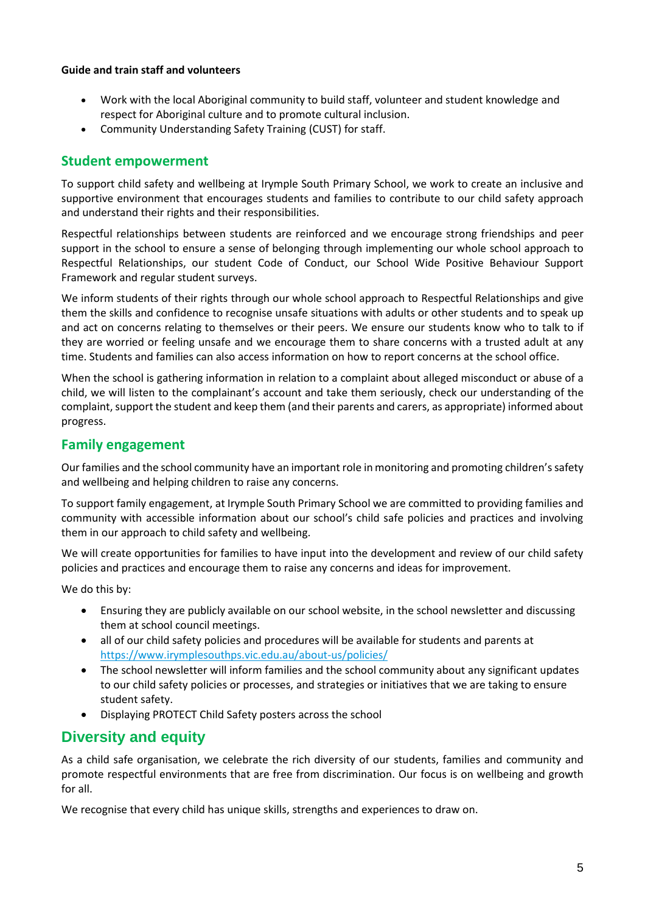**Guide and train staff and volunteers**

- Work with the local Aboriginal community to build staff, volunteer and student knowledge and respect for Aboriginal culture and to promote cultural inclusion.
- Community Understanding Safety Training (CUST) for staff.

## Student empowerment

To support child safety and wellbeing at Irymple South Primary School, we work to create an inclusive and supportive environment that encourages students and families to contribute to our child safety approach and understand their rights and their responsibilities.

Respectful relationships between students are reinforced and we encourage strong friendships and peer support in the school to ensure a sense of belonging through implementing our whole school approach to Respectful Relationships, our student Code of Conduct, our School Wide Positive Behaviour Support Framework and regular student surveys.

We inform students of their rights through our whole school approach to Respectful Relationships and give them the skills and confidence to recognise unsafe situations with adults or other students and to speak up and act on concerns relating to themselves or their peers. We ensure our students know who to talk to if they are worried or feeling unsafe and we encourage them to share concerns with a trusted adult at any time. Students and families can also access information on how to report concerns at the school office.

When the school is gathering information in relation to a complaint about alleged misconduct or abuse of a child, we will listen to the complainant's account and take them seriously, check our understanding of the complaint, support the student and keep them (and their parents and carers, as appropriate) informed about progress.

## Family engagement

Our families and the school community have an important role in monitoring and promoting children's safety and wellbeing and helping children to raise any concerns.

To support family engagement, at Irymple South Primary School we are committed to providing families and community with accessible information about our school's child safe policies and practices and involving them in our approach to child safety and wellbeing.

We will create opportunities for families to have input into the development and review of our child safety policies and practices and encourage them to raise any concerns and ideas for improvement.

We do this by:

- Ensuring they are publicly available on our school website, in the school newsletter and discussing them at school council meetings.
- all of our child safety policies and procedures will be available for students and parents at https://www.irymplesouthps.vic.edu.au/about-us/policies/
- The school newsletter will inform families and the school community about any significant updates to our child safety policies or processes, and strategies or initiatives that we are taking to ensure student safety.
- Displaying PROTECT Child Safety posters across the school

## Diversity and equity

As a child safe organisation, we celebrate the rich diversity of our students, families and community and promote respectful environments that are free from discrimination. Our focus is on wellbeing and growth for all.

We recognise that every child has unique skills, strengths and experiences to draw on.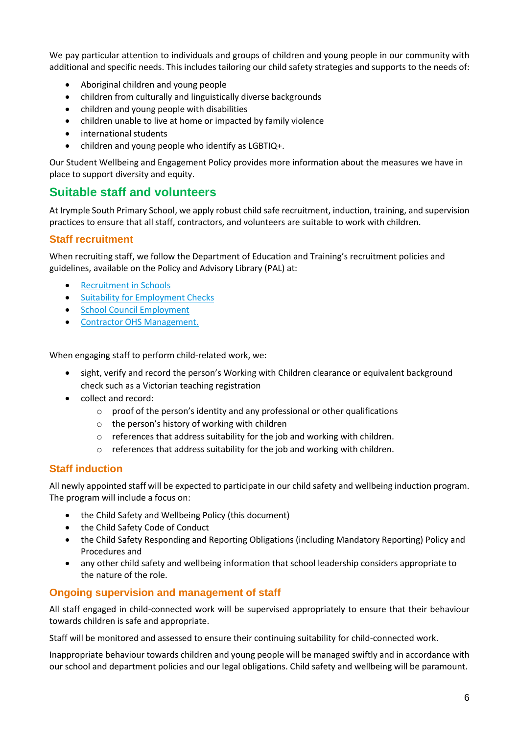We pay particular attention to individuals and groups of children and young people in our community with additional and specific needs. This includes tailoring our child safety strategies and supports to the needs of:

- Aboriginal children and young people
- children from culturally and linguistically diverse backgrounds
- children and young people with disabilities
- children unable to live at home or impacted by family violence
- international students
- children and young people who identify as LGBTIQ+.

Our Student Wellbeing and Engagement Policy provides more information about the measures we have in place to support diversity and equity.

## Suitable staff and volunteers

At Irymple South Primary School, we apply robust child safe recruitment, induction, training, and supervision practices to ensure that all staff, contractors, and volunteers are suitable to work with children.

### Staff recruitment

When recruiting staff, we follow the Department of Education and Training's recruitment policies and guidelines, available on the Policy and Advisory Library (PAL) at:

- Recruitment in Schools
- Suitability for Employment Checks
- School Council Employment
- Contractor OHS Management.

When engaging staff to perform child-related work, we:

- sight, verify and record the person's Working with Children clearance or equivalent background check such as a Victorian teaching registration
- collect and record:
  - proof of the person's identity and any professional or other qualifications
  - the person's history of working with children
  - references that address suitability for the job and working with children.
  - references that address suitability for the job and working with children.

### Staff induction

All newly appointed staff will be expected to participate in our child safety and wellbeing induction program. The program will include a focus on:

- the Child Safety and Wellbeing Policy (this document)
- the Child Safety Code of Conduct
- the Child Safety Responding and Reporting Obligations (including Mandatory Reporting) Policy and Procedures and
- any other child safety and wellbeing information that school leadership considers appropriate to the nature of the role.

### Ongoing supervision and management of staff

All staff engaged in child-connected work will be supervised appropriately to ensure that their behaviour towards children is safe and appropriate.

Staff will be monitored and assessed to ensure their continuing suitability for child-connected work.

Inappropriate behaviour towards children and young people will be managed swiftly and in accordance with our school and department policies and our legal obligations. Child safety and wellbeing will be paramount.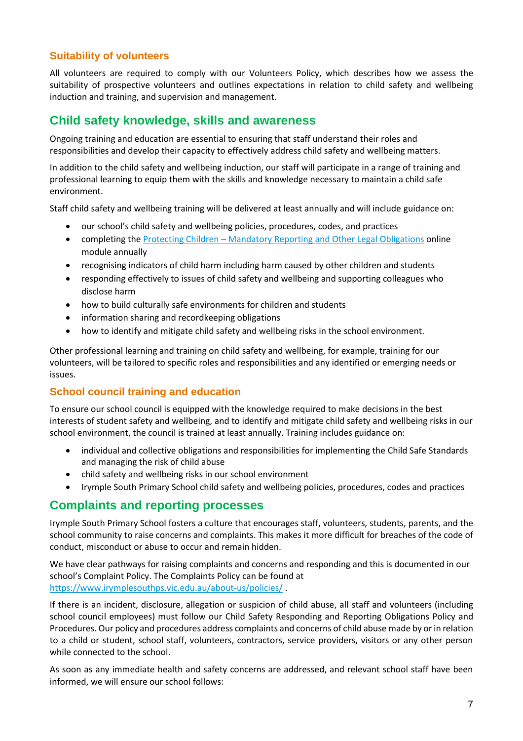### Suitability of volunteers

All volunteers are required to comply with our Volunteers Policy, which describes how we assess the suitability of prospective volunteers and outlines expectations in relation to child safety and wellbeing induction and training, and supervision and management.

## Child safety knowledge, skills and awareness

Ongoing training and education are essential to ensuring that staff understand their roles and responsibilities and develop their capacity to effectively address child safety and wellbeing matters.

In addition to the child safety and wellbeing induction, our staff will participate in a range of training and professional learning to equip them with the skills and knowledge necessary to maintain a child safe environment.

Staff child safety and wellbeing training will be delivered at least annually and will include guidance on:

- our school's child safety and wellbeing policies, procedures, codes, and practices
- completing the [Protecting Children – Mandatory Reporting and Other Legal Obligations](#) online module annually
- recognising indicators of child harm including harm caused by other children and students
- responding effectively to issues of child safety and wellbeing and supporting colleagues who disclose harm
- how to build culturally safe environments for children and students
- information sharing and recordkeeping obligations
- how to identify and mitigate child safety and wellbeing risks in the school environment.

Other professional learning and training on child safety and wellbeing, for example, training for our volunteers, will be tailored to specific roles and responsibilities and any identified or emerging needs or issues.

### School council training and education

To ensure our school council is equipped with the knowledge required to make decisions in the best interests of student safety and wellbeing, and to identify and mitigate child safety and wellbeing risks in our school environment, the council is trained at least annually. Training includes guidance on:

- individual and collective obligations and responsibilities for implementing the Child Safe Standards and managing the risk of child abuse
- child safety and wellbeing risks in our school environment
- Irymple South Primary School child safety and wellbeing policies, procedures, codes and practices

## Complaints and reporting processes

Irymple South Primary School fosters a culture that encourages staff, volunteers, students, parents, and the school community to raise concerns and complaints. This makes it more difficult for breaches of the code of conduct, misconduct or abuse to occur and remain hidden.

We have clear pathways for raising complaints and concerns and responding and this is documented in our school's Complaint Policy. The Complaints Policy can be found at https://www.irymplesouthps.vic.edu.au/about-us/policies/ .

If there is an incident, disclosure, allegation or suspicion of child abuse, all staff and volunteers (including school council employees) must follow our Child Safety Responding and Reporting Obligations Policy and Procedures. Our policy and procedures address complaints and concerns of child abuse made by or in relation to a child or student, school staff, volunteers, contractors, service providers, visitors or any other person while connected to the school.

As soon as any immediate health and safety concerns are addressed, and relevant school staff have been informed, we will ensure our school follows: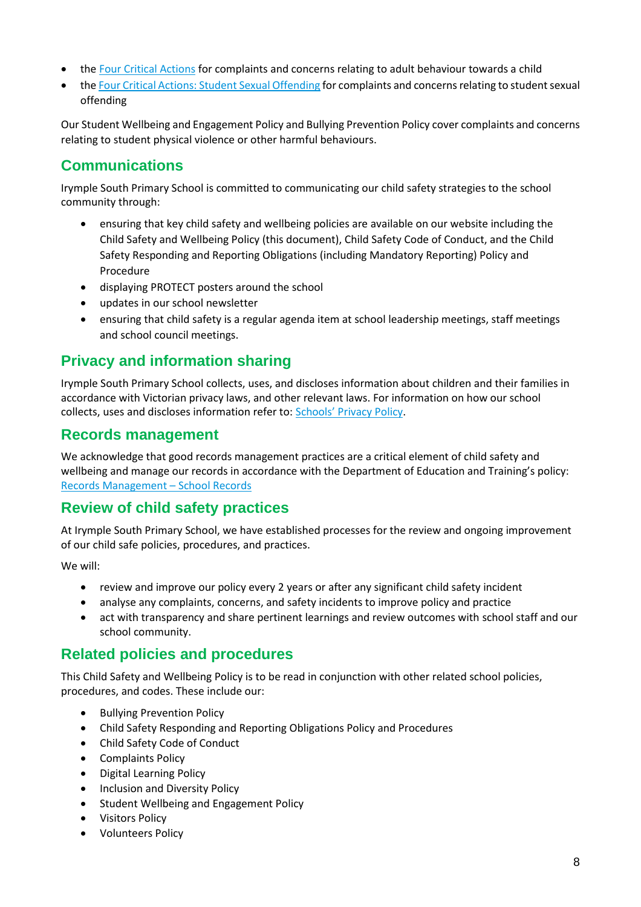- the [Four Critical Actions](#) for complaints and concerns relating to adult behaviour towards a child
- the [Four Critical Actions: Student Sexual Offending](#) for complaints and concerns relating to student sexual offending

Our Student Wellbeing and Engagement Policy and Bullying Prevention Policy cover complaints and concerns relating to student physical violence or other harmful behaviours.

## Communications

Irymple South Primary School is committed to communicating our child safety strategies to the school community through:

- ensuring that key child safety and wellbeing policies are available on our website including the Child Safety and Wellbeing Policy (this document), Child Safety Code of Conduct, and the Child Safety Responding and Reporting Obligations (including Mandatory Reporting) Policy and Procedure
- displaying PROTECT posters around the school
- updates in our school newsletter
- ensuring that child safety is a regular agenda item at school leadership meetings, staff meetings and school council meetings.

## Privacy and information sharing

Irymple South Primary School collects, uses, and discloses information about children and their families in accordance with Victorian privacy laws, and other relevant laws. For information on how our school collects, uses and discloses information refer to: [Schools' Privacy Policy](#).

## Records management

We acknowledge that good records management practices are a critical element of child safety and wellbeing and manage our records in accordance with the Department of Education and Training's policy: [Records Management – School Records](#)

## Review of child safety practices

At Irymple South Primary School, we have established processes for the review and ongoing improvement of our child safe policies, procedures, and practices.

We will:

- review and improve our policy every 2 years or after any significant child safety incident
- analyse any complaints, concerns, and safety incidents to improve policy and practice
- act with transparency and share pertinent learnings and review outcomes with school staff and our school community.

## Related policies and procedures

This Child Safety and Wellbeing Policy is to be read in conjunction with other related school policies, procedures, and codes. These include our:

- Bullying Prevention Policy
- Child Safety Responding and Reporting Obligations Policy and Procedures
- Child Safety Code of Conduct
- Complaints Policy
- Digital Learning Policy
- Inclusion and Diversity Policy
- Student Wellbeing and Engagement Policy
- Visitors Policy
- Volunteers Policy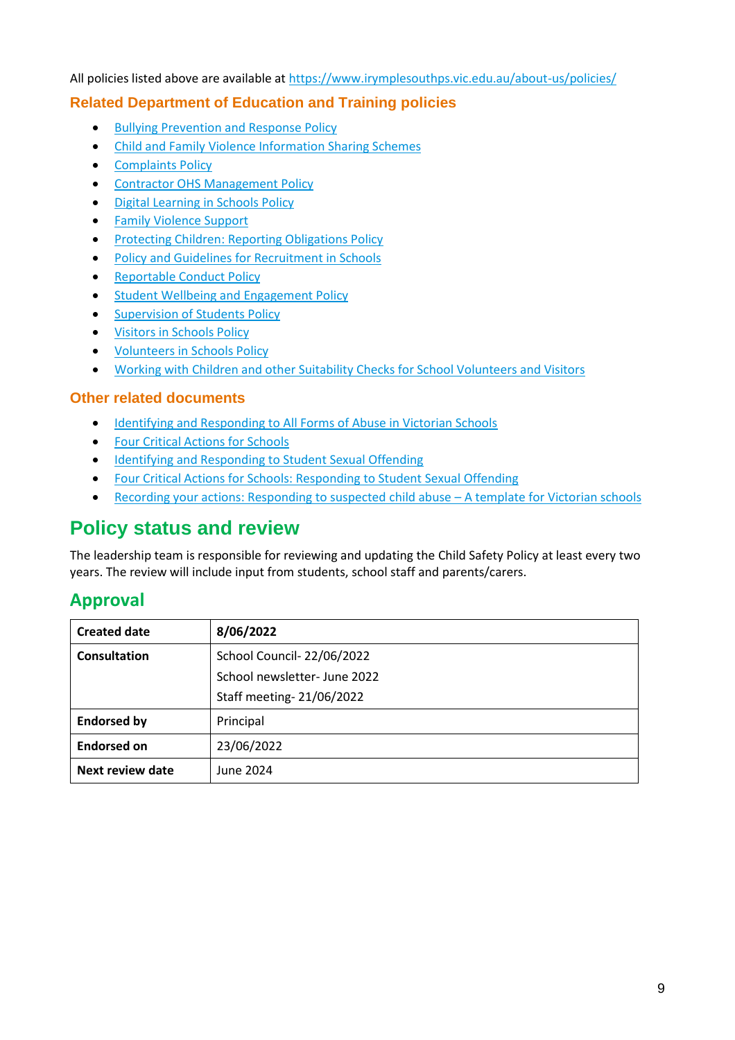All policies listed above are available at https://www.irymplesouthps.vic.edu.au/about-us/policies/

### Related Department of Education and Training policies

- Bullying Prevention and Response Policy
- Child and Family Violence Information Sharing Schemes
- Complaints Policy
- Contractor OHS Management Policy
- Digital Learning in Schools Policy
- Family Violence Support
- Protecting Children: Reporting Obligations Policy
- Policy and Guidelines for Recruitment in Schools
- Reportable Conduct Policy
- Student Wellbeing and Engagement Policy
- Supervision of Students Policy
- Visitors in Schools Policy
- Volunteers in Schools Policy
- Working with Children and other Suitability Checks for School Volunteers and Visitors

### Other related documents

- Identifying and Responding to All Forms of Abuse in Victorian Schools
- Four Critical Actions for Schools
- Identifying and Responding to Student Sexual Offending
- Four Critical Actions for Schools: Responding to Student Sexual Offending
- Recording your actions: Responding to suspected child abuse – A template for Victorian schools

## Policy status and review

The leadership team is responsible for reviewing and updating the Child Safety Policy at least every two years. The review will include input from students, school staff and parents/carers.

## Approval

| | |
|---|---|
| **Created date** | **8/06/2022** |
| **Consultation** | School Council- 22/06/2022<br>School newsletter- June 2022<br>Staff meeting- 21/06/2022 |
| **Endorsed by** | Principal |
| **Endorsed on** | 23/06/2022 |
| **Next review date** | June 2024 |